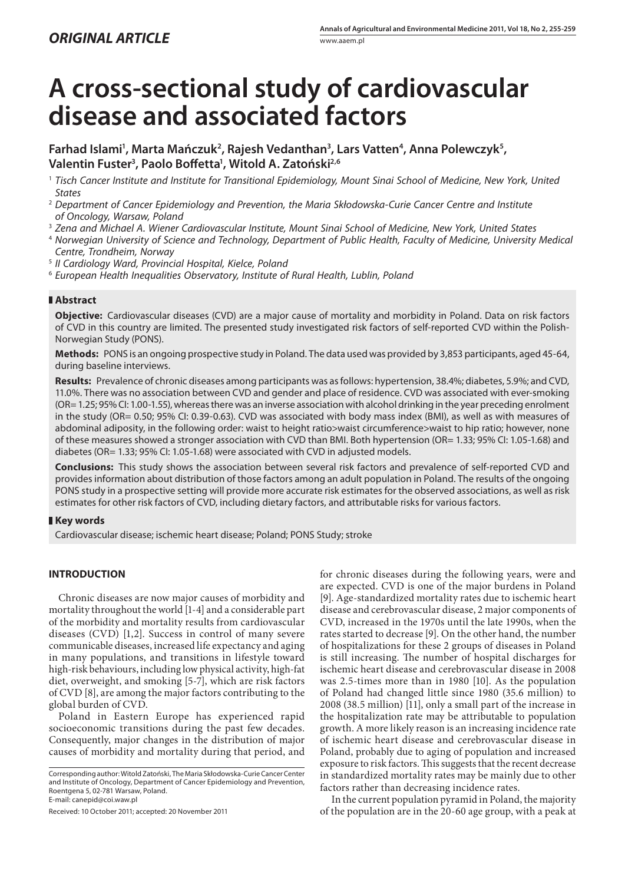## *ORIGINAL ARTICLE*

# A cross-sectional study of cardiovascular disease and associated factors

**Farhad Islami[1], Marta Mańczuk[2], Rajesh Vedanthan[3], Lars Vatten[4], Anna Polewczyk[5], Valentin Fuster[3], Paolo Boffetta[1], Witold A. Zatoński[2,6]**

[1] *Tisch Cancer Institute and Institute for Transitional Epidemiology, Mount Sinai School of Medicine, New York, United States*
[2] *Department of Cancer Epidemiology and Prevention, the Maria Skłodowska-Curie Cancer Centre and Institute of Oncology, Warsaw, Poland*
[3] *Zena and Michael A. Wiener Cardiovascular Institute, Mount Sinai School of Medicine, New York, United States*
[4] *Norwegian University of Science and Technology, Department of Public Health, Faculty of Medicine, University Medical Centre, Trondheim, Norway*
[5] *II Cardiology Ward, Provincial Hospital, Kielce, Poland*
[6] *European Health Inequalities Observatory, Institute of Rural Health, Lublin, Poland*

## Abstract

**Objective:** Cardiovascular diseases (CVD) are a major cause of mortality and morbidity in Poland. Data on risk factors of CVD in this country are limited. The presented study investigated risk factors of self-reported CVD within the Polish-Norwegian Study (PONS).

**Methods:** PONS is an ongoing prospective study in Poland. The data used was provided by 3,853 participants, aged 45-64, during baseline interviews.

**Results:** Prevalence of chronic diseases among participants was as follows: hypertension, 38.4%; diabetes, 5.9%; and CVD, 11.0%. There was no association between CVD and gender and place of residence. CVD was associated with ever-smoking (OR= 1.25; 95% CI: 1.00-1.55), whereas there was an inverse association with alcohol drinking in the year preceding enrolment in the study (OR= 0.50; 95% CI: 0.39-0.63). CVD was associated with body mass index (BMI), as well as with measures of abdominal adiposity, in the following order: waist to height ratio>waist circumference>waist to hip ratio; however, none of these measures showed a stronger association with CVD than BMI. Both hypertension (OR= 1.33; 95% CI: 1.05-1.68) and diabetes (OR= 1.33; 95% CI: 1.05-1.68) were associated with CVD in adjusted models.

**Conclusions:** This study shows the association between several risk factors and prevalence of self-reported CVD and provides information about distribution of those factors among an adult population in Poland. The results of the ongoing PONS study in a prospective setting will provide more accurate risk estimates for the observed associations, as well as risk estimates for other risk factors of CVD, including dietary factors, and attributable risks for various factors.

## Key words

Cardiovascular disease; ischemic heart disease; Poland; PONS Study; stroke

## INTRODUCTION

Chronic diseases are now major causes of morbidity and mortality throughout the world [1-4] and a considerable part of the morbidity and mortality results from cardiovascular diseases (CVD) [1,2]. Success in control of many severe communicable diseases, increased life expectancy and aging in many populations, and transitions in lifestyle toward high-risk behaviours, including low physical activity, high-fat diet, overweight, and smoking [5-7], which are risk factors of CVD [8], are among the major factors contributing to the global burden of CVD.

Poland in Eastern Europe has experienced rapid socioeconomic transitions during the past few decades. Consequently, major changes in the distribution of major causes of morbidity and mortality during that period, and for chronic diseases during the following years, were and are expected. CVD is one of the major burdens in Poland [9]. Age-standardized mortality rates due to ischemic heart disease and cerebrovascular disease, 2 major components of CVD, increased in the 1970s until the late 1990s, when the rates started to decrease [9]. On the other hand, the number of hospitalizations for these 2 groups of diseases in Poland is still increasing. The number of hospital discharges for ischemic heart disease and cerebrovascular disease in 2008 was 2.5-times more than in 1980 [10]. As the population of Poland had changed little since 1980 (35.6 million) to 2008 (38.5 million) [11], only a small part of the increase in the hospitalization rate may be attributable to population growth. A more likely reason is an increasing incidence rate of ischemic heart disease and cerebrovascular disease in Poland, probably due to aging of population and increased exposure to risk factors. This suggests that the recent decrease in standardized mortality rates may be mainly due to other factors rather than decreasing incidence rates.

In the current population pyramid in Poland, the majority of the population are in the 20-60 age group, with a peak at

Corresponding author: Witold Zatoński, The Maria Skłodowska-Curie Cancer Center and Institute of Oncology, Department of Cancer Epidemiology and Prevention, Roentgena 5, 02-781 Warsaw, Poland.
E-mail: canepid@coi.waw.pl

Received: 10 October 2011; accepted: 20 November 2011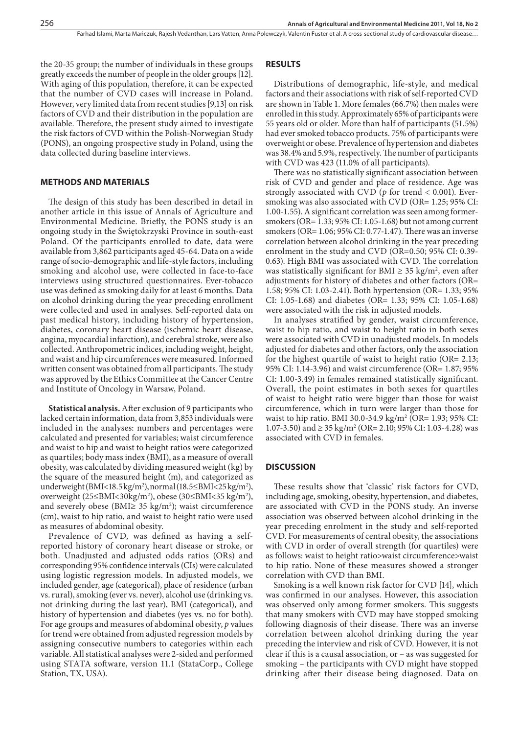the 20-35 group; the number of individuals in these groups greatly exceeds the number of people in the older groups [12]. With aging of this population, therefore, it can be expected that the number of CVD cases will increase in Poland. However, very limited data from recent studies [9,13] on risk factors of CVD and their distribution in the population are available. Therefore, the present study aimed to investigate the risk factors of CVD within the Polish-Norwegian Study (PONS), an ongoing prospective study in Poland, using the data collected during baseline interviews.

## METHODS AND MATERIALS

The design of this study has been described in detail in another article in this issue of Annals of Agriculture and Environmental Medicine. Briefly, the PONS study is an ongoing study in the Świętokrzyski Province in south-east Poland. Of the participants enrolled to date, data were available from 3,862 participants aged 45-64. Data on a wide range of socio-demographic and life-style factors, including smoking and alcohol use, were collected in face-to-face interviews using structured questionnaires. Ever-tobacco use was defined as smoking daily for at least 6 months. Data on alcohol drinking during the year preceding enrollment were collected and used in analyses. Self-reported data on past medical history, including history of hypertension, diabetes, coronary heart disease (ischemic heart disease, angina, myocardial infarction), and cerebral stroke, were also collected. Anthropometric indices, including weight, height, and waist and hip circumferences were measured. Informed written consent was obtained from all participants. The study was approved by the Ethics Committee at the Cancer Centre and Institute of Oncology in Warsaw, Poland.

**Statistical analysis.** After exclusion of 9 participants who lacked certain information, data from 3,853 individuals were included in the analyses: numbers and percentages were calculated and presented for variables; waist circumference and waist to hip and waist to height ratios were categorized as quartiles; body mass index (BMI), as a measure of overall obesity, was calculated by dividing measured weight (kg) by the square of the measured height (m), and categorized as underweight (BMI<18.5 kg/m$^2$), normal (18.5≤BMI<25 kg/m$^2$), overweight (25≤BMI<30kg/m$^2$), obese (30≤BMI<35 kg/m$^2$), and severely obese (BMI≥ 35 kg/m$^2$); waist circumference (cm), waist to hip ratio, and waist to height ratio were used as measures of abdominal obesity.

Prevalence of CVD, was defined as having a self-reported history of coronary heart disease or stroke, or both. Unadjusted and adjusted odds ratios (ORs) and corresponding 95% confidence intervals (CIs) were calculated using logistic regression models. In adjusted models, we included gender, age (categorical), place of residence (urban vs. rural), smoking (ever vs. never), alcohol use (drinking vs. not drinking during the last year), BMI (categorical), and history of hypertension and diabetes (yes vs. no for both). For age groups and measures of abdominal obesity, *p* values for trend were obtained from adjusted regression models by assigning consecutive numbers to categories within each variable. All statistical analyses were 2-sided and performed using STATA software, version 11.1 (StataCorp., College Station, TX, USA).

## RESULTS

Distributions of demographic, life-style, and medical factors and their associations with risk of self-reported CVD are shown in Table 1. More females (66.7%) then males were enrolled in this study. Approximately 65% of participants were 55 years old or older. More than half of participants (51.5%) had ever smoked tobacco products. 75% of participants were overweight or obese. Prevalence of hypertension and diabetes was 38.4% and 5.9%, respectively. The number of participants with CVD was 423 (11.0% of all participants).

There was no statistically significant association between risk of CVD and gender and place of residence. Age was strongly associated with CVD ($p$ for trend < 0.001). Ever-smoking was also associated with CVD (OR= 1.25; 95% CI: 1.00-1.55). A significant correlation was seen among former-smokers (OR= 1.33; 95% CI: 1.05-1.68) but not among current smokers (OR= 1.06; 95% CI: 0.77-1.47). There was an inverse correlation between alcohol drinking in the year preceding enrolment in the study and CVD (OR=0.50; 95% CI: 0.39-0.63). High BMI was associated with CVD. The correlation was statistically significant for BMI ≥ 35 kg/m$^2$, even after adjustments for history of diabetes and other factors (OR= 1.58; 95% CI: 1.03-2.41). Both hypertension (OR= 1.33; 95% CI: 1.05-1.68) and diabetes (OR= 1.33; 95% CI: 1.05-1.68) were associated with the risk in adjusted models.

In analyses stratified by gender, waist circumference, waist to hip ratio, and waist to height ratio in both sexes were associated with CVD in unadjusted models. In models adjusted for diabetes and other factors, only the association for the highest quartile of waist to height ratio (OR= 2.13; 95% CI: 1.14-3.96) and waist circumference (OR= 1.87; 95% CI: 1.00-3.49) in females remained statistically significant. Overall, the point estimates in both sexes for quartiles of waist to height ratio were bigger than those for waist circumference, which in turn were larger than those for waist to hip ratio. BMI 30.0-34.9 kg/m$^2$ (OR= 1.93; 95% CI: 1.07-3.50) and ≥ 35 kg/m$^2$ (OR= 2.10; 95% CI: 1.03-4.28) was associated with CVD in females.

## DISCUSSION

These results show that 'classic' risk factors for CVD, including age, smoking, obesity, hypertension, and diabetes, are associated with CVD in the PONS study. An inverse association was observed between alcohol drinking in the year preceding enrolment in the study and self-reported CVD. For measurements of central obesity, the associations with CVD in order of overall strength (for quartiles) were as follows: waist to height ratio>waist circumference>waist to hip ratio. None of these measures showed a stronger correlation with CVD than BMI.

Smoking is a well known risk factor for CVD [14], which was confirmed in our analyses. However, this association was observed only among former smokers. This suggests that many smokers with CVD may have stopped smoking following diagnosis of their disease. There was an inverse correlation between alcohol drinking during the year preceding the interview and risk of CVD. However, it is not clear if this is a causal association, or – as was suggested for smoking – the participants with CVD might have stopped drinking after their disease being diagnosed. Data on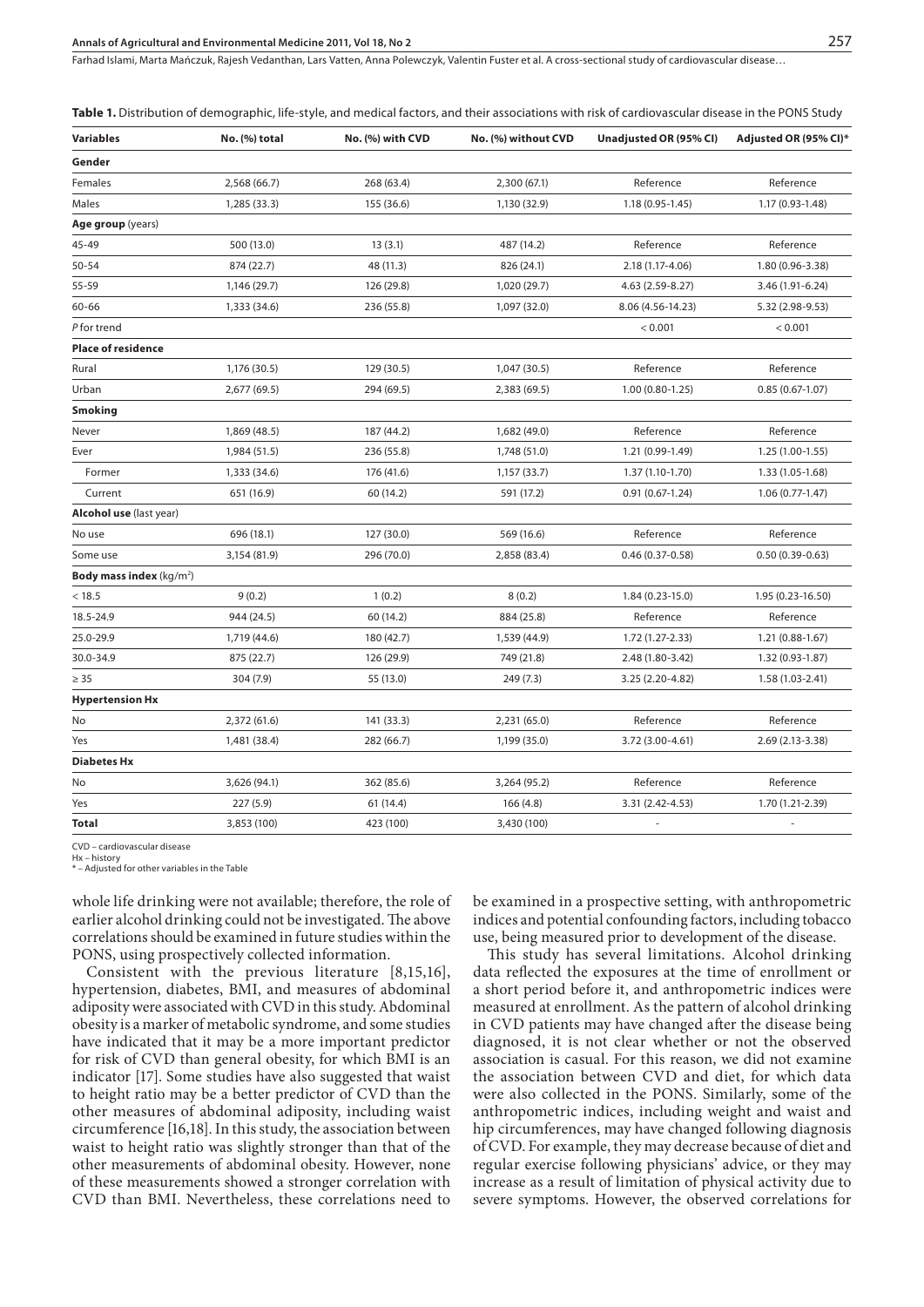**Table 1.** Distribution of demographic, life-style, and medical factors, and their associations with risk of cardiovascular disease in the PONS Study

| Variables | No. (%) total | No. (%) with CVD | No. (%) without CVD | Unadjusted OR (95% CI) | Adjusted OR (95% CI)* |
|---|---|---|---|---|---|
| **Gender** | | | | | |
| Females | 2,568 (66.7) | 268 (63.4) | 2,300 (67.1) | Reference | Reference |
| Males | 1,285 (33.3) | 155 (36.6) | 1,130 (32.9) | 1.18 (0.95-1.45) | 1.17 (0.93-1.48) |
| **Age group** (years) | | | | | |
| 45-49 | 500 (13.0) | 13 (3.1) | 487 (14.2) | Reference | Reference |
| 50-54 | 874 (22.7) | 48 (11.3) | 826 (24.1) | 2.18 (1.17-4.06) | 1.80 (0.96-3.38) |
| 55-59 | 1,146 (29.7) | 126 (29.8) | 1,020 (29.7) | 4.63 (2.59-8.27) | 3.46 (1.91-6.24) |
| 60-66 | 1,333 (34.6) | 236 (55.8) | 1,097 (32.0) | 8.06 (4.56-14.23) | 5.32 (2.98-9.53) |
| *P* for trend | | | | < 0.001 | < 0.001 |
| **Place of residence** | | | | | |
| Rural | 1,176 (30.5) | 129 (30.5) | 1,047 (30.5) | Reference | Reference |
| Urban | 2,677 (69.5) | 294 (69.5) | 2,383 (69.5) | 1.00 (0.80-1.25) | 0.85 (0.67-1.07) |
| **Smoking** | | | | | |
| Never | 1,869 (48.5) | 187 (44.2) | 1,682 (49.0) | Reference | Reference |
| Ever | 1,984 (51.5) | 236 (55.8) | 1,748 (51.0) | 1.21 (0.99-1.49) | 1.25 (1.00-1.55) |
| Former | 1,333 (34.6) | 176 (41.6) | 1,157 (33.7) | 1.37 (1.10-1.70) | 1.33 (1.05-1.68) |
| Current | 651 (16.9) | 60 (14.2) | 591 (17.2) | 0.91 (0.67-1.24) | 1.06 (0.77-1.47) |
| **Alcohol use** (last year) | | | | | |
| No use | 696 (18.1) | 127 (30.0) | 569 (16.6) | Reference | Reference |
| Some use | 3,154 (81.9) | 296 (70.0) | 2,858 (83.4) | 0.46 (0.37-0.58) | 0.50 (0.39-0.63) |
| **Body mass index** ($kg/m^2$) | | | | | |
| < 18.5 | 9 (0.2) | 1 (0.2) | 8 (0.2) | 1.84 (0.23-15.0) | 1.95 (0.23-16.50) |
| 18.5-24.9 | 944 (24.5) | 60 (14.2) | 884 (25.8) | Reference | Reference |
| 25.0-29.9 | 1,719 (44.6) | 180 (42.7) | 1,539 (44.9) | 1.72 (1.27-2.33) | 1.21 (0.88-1.67) |
| 30.0-34.9 | 875 (22.7) | 126 (29.9) | 749 (21.8) | 2.48 (1.80-3.42) | 1.32 (0.93-1.87) |
| ≥ 35 | 304 (7.9) | 55 (13.0) | 249 (7.3) | 3.25 (2.20-4.82) | 1.58 (1.03-2.41) |
| **Hypertension Hx** | | | | | |
| No | 2,372 (61.6) | 141 (33.3) | 2,231 (65.0) | Reference | Reference |
| Yes | 1,481 (38.4) | 282 (66.7) | 1,199 (35.0) | 3.72 (3.00-4.61) | 2.69 (2.13-3.38) |
| **Diabetes Hx** | | | | | |
| No | 3,626 (94.1) | 362 (85.6) | 3,264 (95.2) | Reference | Reference |
| Yes | 227 (5.9) | 61 (14.4) | 166 (4.8) | 3.31 (2.42-4.53) | 1.70 (1.21-2.39) |
| **Total** | 3,853 (100) | 423 (100) | 3,430 (100) | - | - |

CVD – cardiovascular disease
Hx – history
\* – Adjusted for other variables in the Table

whole life drinking were not available; therefore, the role of earlier alcohol drinking could not be investigated. The above correlations should be examined in future studies within the PONS, using prospectively collected information.

Consistent with the previous literature [8,15,16], hypertension, diabetes, BMI, and measures of abdominal adiposity were associated with CVD in this study. Abdominal obesity is a marker of metabolic syndrome, and some studies have indicated that it may be a more important predictor for risk of CVD than general obesity, for which BMI is an indicator [17]. Some studies have also suggested that waist to height ratio may be a better predictor of CVD than the other measures of abdominal adiposity, including waist circumference [16,18]. In this study, the association between waist to height ratio was slightly stronger than that of the other measurements of abdominal obesity. However, none of these measurements showed a stronger correlation with CVD than BMI. Nevertheless, these correlations need to be examined in a prospective setting, with anthropometric indices and potential confounding factors, including tobacco use, being measured prior to development of the disease.

This study has several limitations. Alcohol drinking data reflected the exposures at the time of enrollment or a short period before it, and anthropometric indices were measured at enrollment. As the pattern of alcohol drinking in CVD patients may have changed after the disease being diagnosed, it is not clear whether or not the observed association is casual. For this reason, we did not examine the association between CVD and diet, for which data were also collected in the PONS. Similarly, some of the anthropometric indices, including weight and waist and hip circumferences, may have changed following diagnosis of CVD. For example, they may decrease because of diet and regular exercise following physicians' advice, or they may increase as a result of limitation of physical activity due to severe symptoms. However, the observed correlations for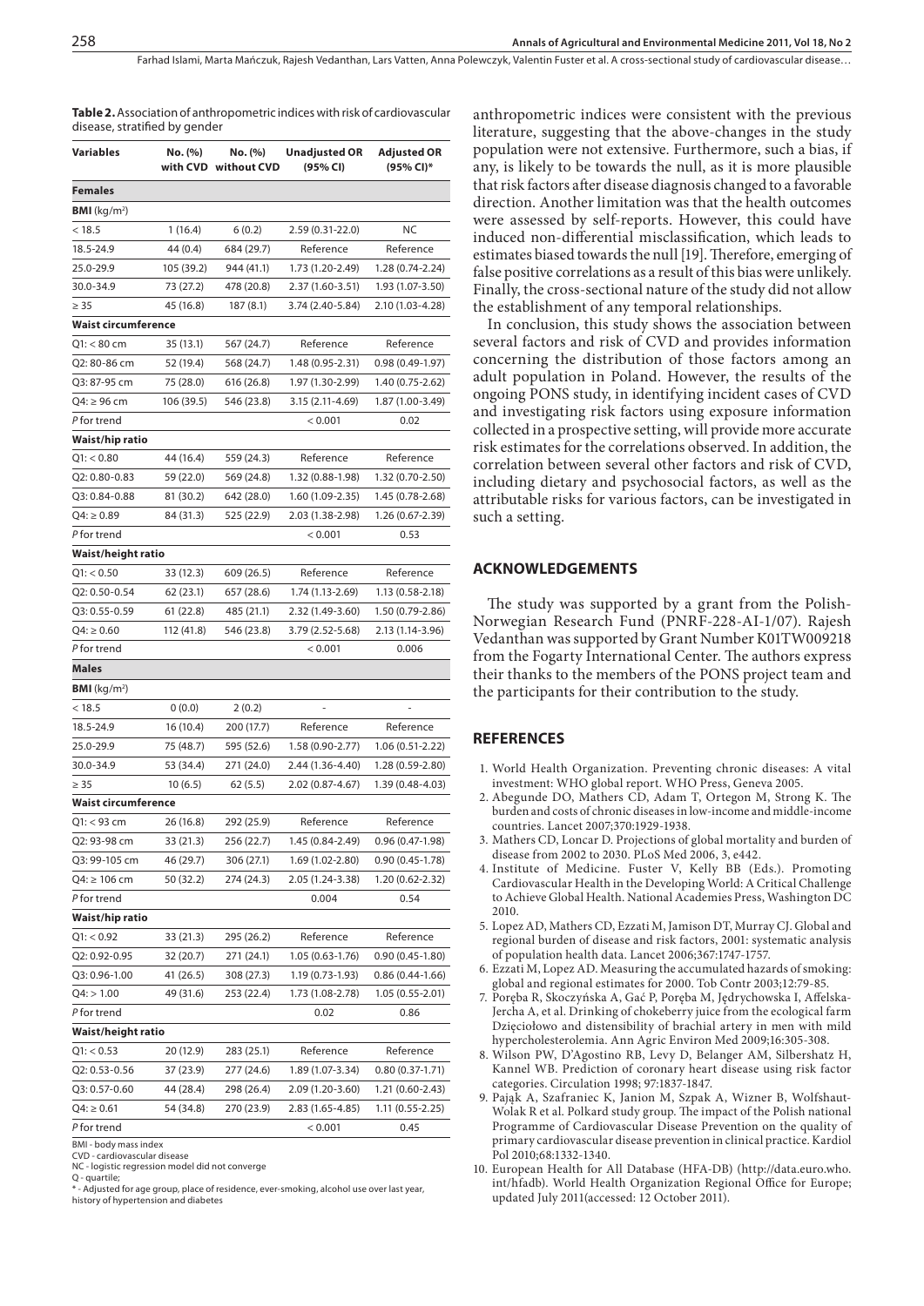**Table 2.** Association of anthropometric indices with risk of cardiovascular disease, stratified by gender

| Variables | No. (%) with CVD | No. (%) without CVD | Unadjusted OR (95% CI) | Adjusted OR (95% CI)* |
|---|---|---|---|---|
| **Females** | | | | |
| **BMI** (kg/m²) | | | | |
| < 18.5 | 1 (16.4) | 6 (0.2) | 2.59 (0.31-22.0) | NC |
| 18.5-24.9 | 44 (0.4) | 684 (29.7) | Reference | Reference |
| 25.0-29.9 | 105 (39.2) | 944 (41.1) | 1.73 (1.20-2.49) | 1.28 (0.74-2.24) |
| 30.0-34.9 | 73 (27.2) | 478 (20.8) | 2.37 (1.60-3.51) | 1.93 (1.07-3.50) |
| ≥ 35 | 45 (16.8) | 187 (8.1) | 3.74 (2.40-5.84) | 2.10 (1.03-4.28) |
| **Waist circumference** | | | | |
| Q1: < 80 cm | 35 (13.1) | 567 (24.7) | Reference | Reference |
| Q2: 80-86 cm | 52 (19.4) | 568 (24.7) | 1.48 (0.95-2.31) | 0.98 (0.49-1.97) |
| Q3: 87-95 cm | 75 (28.0) | 616 (26.8) | 1.97 (1.30-2.99) | 1.40 (0.75-2.62) |
| Q4: ≥ 96 cm | 106 (39.5) | 546 (23.8) | 3.15 (2.11-4.69) | 1.87 (1.00-3.49) |
| *P* for trend | | | < 0.001 | 0.02 |
| **Waist/hip ratio** | | | | |
| Q1: < 0.80 | 44 (16.4) | 559 (24.3) | Reference | Reference |
| Q2: 0.80-0.83 | 59 (22.0) | 569 (24.8) | 1.32 (0.88-1.98) | 1.32 (0.70-2.50) |
| Q3: 0.84-0.88 | 81 (30.2) | 642 (28.0) | 1.60 (1.09-2.35) | 1.45 (0.78-2.68) |
| Q4: ≥ 0.89 | 84 (31.3) | 525 (22.9) | 2.03 (1.38-2.98) | 1.26 (0.67-2.39) |
| *P* for trend | | | < 0.001 | 0.53 |
| **Waist/height ratio** | | | | |
| Q1: < 0.50 | 33 (12.3) | 609 (26.5) | Reference | Reference |
| Q2: 0.50-0.54 | 62 (23.1) | 657 (28.6) | 1.74 (1.13-2.69) | 1.13 (0.58-2.18) |
| Q3: 0.55-0.59 | 61 (22.8) | 485 (21.1) | 2.32 (1.49-3.60) | 1.50 (0.79-2.86) |
| Q4: ≥ 0.60 | 112 (41.8) | 546 (23.8) | 3.79 (2.52-5.68) | 2.13 (1.14-3.96) |
| *P* for trend | | | < 0.001 | 0.006 |
| **Males** | | | | |
| **BMI** (kg/m²) | | | | |
| < 18.5 | 0 (0.0) | 2 (0.2) | - | - |
| 18.5-24.9 | 16 (10.4) | 200 (17.7) | Reference | Reference |
| 25.0-29.9 | 75 (48.7) | 595 (52.6) | 1.58 (0.90-2.77) | 1.06 (0.51-2.22) |
| 30.0-34.9 | 53 (34.4) | 271 (24.0) | 2.44 (1.36-4.40) | 1.28 (0.59-2.80) |
| ≥ 35 | 10 (6.5) | 62 (5.5) | 2.02 (0.87-4.67) | 1.39 (0.48-4.03) |
| **Waist circumference** | | | | |
| Q1: < 93 cm | 26 (16.8) | 292 (25.9) | Reference | Reference |
| Q2: 93-98 cm | 33 (21.3) | 256 (22.7) | 1.45 (0.84-2.49) | 0.96 (0.47-1.98) |
| Q3: 99-105 cm | 46 (29.7) | 306 (27.1) | 1.69 (1.02-2.80) | 0.90 (0.45-1.78) |
| Q4: ≥ 106 cm | 50 (32.2) | 274 (24.3) | 2.05 (1.24-3.38) | 1.20 (0.62-2.32) |
| *P* for trend | | | 0.004 | 0.54 |
| **Waist/hip ratio** | | | | |
| Q1: < 0.92 | 33 (21.3) | 295 (26.2) | Reference | Reference |
| Q2: 0.92-0.95 | 32 (20.7) | 271 (24.1) | 1.05 (0.63-1.76) | 0.90 (0.45-1.80) |
| Q3: 0.96-1.00 | 41 (26.5) | 308 (27.3) | 1.19 (0.73-1.93) | 0.86 (0.44-1.66) |
| Q4: > 1.00 | 49 (31.6) | 253 (22.4) | 1.73 (1.08-2.78) | 1.05 (0.55-2.01) |
| *P* for trend | | | 0.02 | 0.86 |
| **Waist/height ratio** | | | | |
| Q1: < 0.53 | 20 (12.9) | 283 (25.1) | Reference | Reference |
| Q2: 0.53-0.56 | 37 (23.9) | 277 (24.6) | 1.89 (1.07-3.34) | 0.80 (0.37-1.71) |
| Q3: 0.57-0.60 | 44 (28.4) | 298 (26.4) | 2.09 (1.20-3.60) | 1.21 (0.60-2.43) |
| Q4: ≥ 0.61 | 54 (34.8) | 270 (23.9) | 2.83 (1.65-4.85) | 1.11 (0.55-2.25) |
| *P* for trend | | | < 0.001 | 0.45 |

BMI - body mass index
CVD - cardiovascular disease
NC - logistic regression model did not converge
Q - quartile;
\* - Adjusted for age group, place of residence, ever-smoking, alcohol use over last year, history of hypertension and diabetes

anthropometric indices were consistent with the previous literature, suggesting that the above-changes in the study population were not extensive. Furthermore, such a bias, if any, is likely to be towards the null, as it is more plausible that risk factors after disease diagnosis changed to a favorable direction. Another limitation was that the health outcomes were assessed by self-reports. However, this could have induced non-differential misclassification, which leads to estimates biased towards the null [19]. Therefore, emerging of false positive correlations as a result of this bias were unlikely. Finally, the cross-sectional nature of the study did not allow the establishment of any temporal relationships.

In conclusion, this study shows the association between several factors and risk of CVD and provides information concerning the distribution of those factors among an adult population in Poland. However, the results of the ongoing PONS study, in identifying incident cases of CVD and investigating risk factors using exposure information collected in a prospective setting, will provide more accurate risk estimates for the correlations observed. In addition, the correlation between several other factors and risk of CVD, including dietary and psychosocial factors, as well as the attributable risks for various factors, can be investigated in such a setting.

## ACKNOWLEDGEMENTS

The study was supported by a grant from the Polish-Norwegian Research Fund (PNRF-228-AI-1/07). Rajesh Vedanthan was supported by Grant Number K01TW009218 from the Fogarty International Center. The authors express their thanks to the members of the PONS project team and the participants for their contribution to the study.

## REFERENCES

1. World Health Organization. Preventing chronic diseases: A vital investment: WHO global report. WHO Press, Geneva 2005.
2. Abegunde DO, Mathers CD, Adam T, Ortegon M, Strong K. The burden and costs of chronic diseases in low-income and middle-income countries. Lancet 2007;370:1929-1938.
3. Mathers CD, Loncar D. Projections of global mortality and burden of disease from 2002 to 2030. PLoS Med 2006, 3, e442.
4. Institute of Medicine. Fuster V, Kelly BB (Eds.). Promoting Cardiovascular Health in the Developing World: A Critical Challenge to Achieve Global Health. National Academies Press, Washington DC 2010.
5. Lopez AD, Mathers CD, Ezzati M, Jamison DT, Murray CJ. Global and regional burden of disease and risk factors, 2001: systematic analysis of population health data. Lancet 2006;367:1747-1757.
6. Ezzati M, Lopez AD. Measuring the accumulated hazards of smoking: global and regional estimates for 2000. Tob Contr 2003;12:79-85.
7. Poręba R, Skoczyńska A, Gać P, Poręba M, Jędrychowska I, Affelska-Jercha A, et al. Drinking of chokeberry juice from the ecological farm Dzięciołowo and distensibility of brachial artery in men with mild hypercholesterolemia. Ann Agric Environ Med 2009;16:305-308.
8. Wilson PW, D'Agostino RB, Levy D, Belanger AM, Silbershatz H, Kannel WB. Prediction of coronary heart disease using risk factor categories. Circulation 1998; 97:1837-1847.
9. Pająk A, Szafraniec K, Janion M, Szpak A, Wizner B, Wolfshaut-Wolak R et al. Polkard study group. The impact of the Polish national Programme of Cardiovascular Disease Prevention on the quality of primary cardiovascular disease prevention in clinical practice. Kardiol Pol 2010;68:1332-1340.
10. European Health for All Database (HFA-DB) (http://data.euro.who.int/hfadb). World Health Organization Regional Office for Europe; updated July 2011(accessed: 12 October 2011).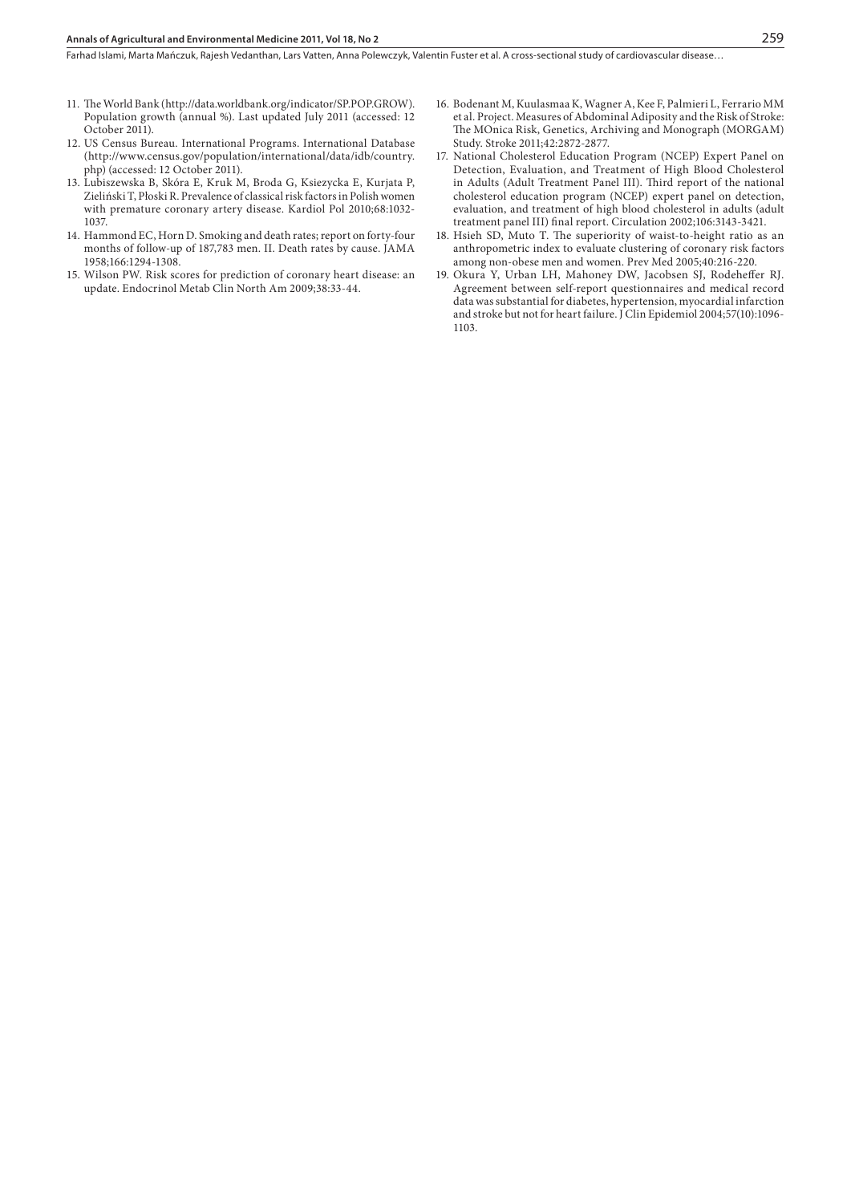11. The World Bank (http://data.worldbank.org/indicator/SP.POP.GROW). Population growth (annual %). Last updated July 2011 (accessed: 12 October 2011).
12. US Census Bureau. International Programs. International Database (http://www.census.gov/population/international/data/idb/country.php) (accessed: 12 October 2011).
13. Lubiszewska B, Skóra E, Kruk M, Broda G, Ksiezycka E, Kurjata P, Zieliński T, Płoski R. Prevalence of classical risk factors in Polish women with premature coronary artery disease. Kardiol Pol 2010;68:1032-1037.
14. Hammond EC, Horn D. Smoking and death rates; report on forty-four months of follow-up of 187,783 men. II. Death rates by cause. JAMA 1958;166:1294-1308.
15. Wilson PW. Risk scores for prediction of coronary heart disease: an update. Endocrinol Metab Clin North Am 2009;38:33-44.
16. Bodenant M, Kuulasmaa K, Wagner A, Kee F, Palmieri L, Ferrario MM et al. Project. Measures of Abdominal Adiposity and the Risk of Stroke: The MOnica Risk, Genetics, Archiving and Monograph (MORGAM) Study. Stroke 2011;42:2872-2877.
17. National Cholesterol Education Program (NCEP) Expert Panel on Detection, Evaluation, and Treatment of High Blood Cholesterol in Adults (Adult Treatment Panel III). Third report of the national cholesterol education program (NCEP) expert panel on detection, evaluation, and treatment of high blood cholesterol in adults (adult treatment panel III) final report. Circulation 2002;106:3143-3421.
18. Hsieh SD, Muto T. The superiority of waist-to-height ratio as an anthropometric index to evaluate clustering of coronary risk factors among non-obese men and women. Prev Med 2005;40:216-220.
19. Okura Y, Urban LH, Mahoney DW, Jacobsen SJ, Rodeheffer RJ. Agreement between self-report questionnaires and medical record data was substantial for diabetes, hypertension, myocardial infarction and stroke but not for heart failure. J Clin Epidemiol 2004;57(10):1096-1103.